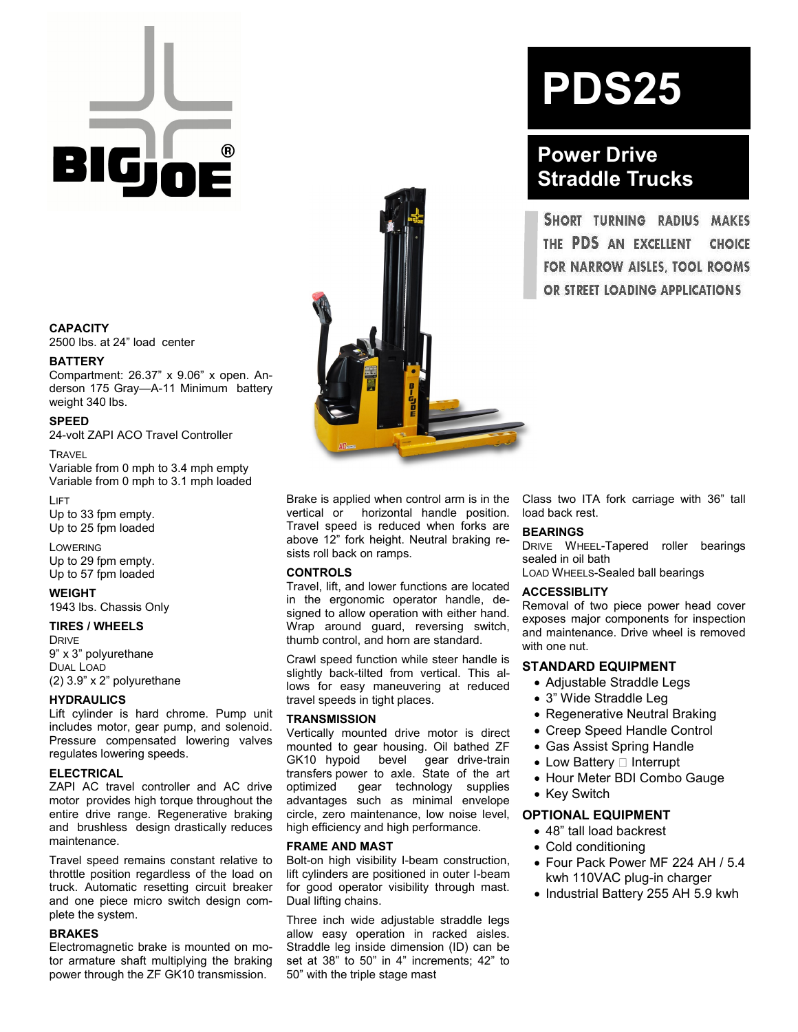# PDS25

## Power Drive Straddle Trucks

SHORT TURNING RADIUS MAKES THE PDS AN EXCELLENT CHOICE FOR NARROW AISLES, TOOL ROOMS OR STREET LOADING APPLICATIONS

### CAPACITY

2500 lbs. at 24" load center

### BATTERY

Compartment: 26.37" x 9.06" x open. Anderson 175 Gray—A-11 Minimum battery weight 340 lbs.

### SPEED

24-volt ZAPI ACO Travel Controller

TRAVEL

Variable from 0 mph to 3.4 mph empty
Variable from 0 mph to 3.1 mph loaded

LIFT

Up to 33 fpm empty.
Up to 25 fpm loaded

LOWERING

Up to 29 fpm empty.
Up to 57 fpm loaded

### WEIGHT

1943 lbs. Chassis Only

### TIRES / WHEELS

DRIVE

9" x 3" polyurethane

DUAL LOAD

(2) 3.9" x 2" polyurethane

### HYDRAULICS

Lift cylinder is hard chrome. Pump unit includes motor, gear pump, and solenoid. Pressure compensated lowering valves regulates lowering speeds.

### ELECTRICAL

ZAPI AC travel controller and AC drive motor provides high torque throughout the entire drive range. Regenerative braking and brushless design drastically reduces maintenance.

Travel speed remains constant relative to throttle position regardless of the load on truck. Automatic resetting circuit breaker and one piece micro switch design complete the system.

### BRAKES

Electromagnetic brake is mounted on motor armature shaft multiplying the braking power through the ZF GK10 transmission.

Brake is applied when control arm is in the vertical or horizontal handle position. Travel speed is reduced when forks are above 12" fork height. Neutral braking resists roll back on ramps.

### CONTROLS

Travel, lift, and lower functions are located in the ergonomic operator handle, designed to allow operation with either hand. Wrap around guard, reversing switch, thumb control, and horn are standard.

Crawl speed function while steer handle is slightly back-tilted from vertical. This allows for easy maneuvering at reduced travel speeds in tight places.

### TRANSMISSION

Vertically mounted drive motor is direct mounted to gear housing. Oil bathed ZF GK10 hypoid bevel gear drive-train transfers power to axle. State of the art optimized gear technology supplies advantages such as minimal envelope circle, zero maintenance, low noise level, high efficiency and high performance.

### FRAME AND MAST

Bolt-on high visibility I-beam construction, lift cylinders are positioned in outer I-beam for good operator visibility through mast. Dual lifting chains.

Three inch wide adjustable straddle legs allow easy operation in racked aisles. Straddle leg inside dimension (ID) can be set at 38" to 50" in 4" increments; 42" to 50" with the triple stage mast

Class two ITA fork carriage with 36" tall load back rest.

### BEARINGS

DRIVE WHEEL-Tapered roller bearings sealed in oil bath

LOAD WHEELS-Sealed ball bearings

### ACCESSIBLITY

Removal of two piece power head cover exposes major components for inspection and maintenance. Drive wheel is removed with one nut.

### STANDARD EQUIPMENT

- Adjustable Straddle Legs
- 3" Wide Straddle Leg
- Regenerative Neutral Braking
- Creep Speed Handle Control
- Gas Assist Spring Handle
- Low Battery  Interrupt
- Hour Meter BDI Combo Gauge
- Key Switch

### OPTIONAL EQUIPMENT

- 48" tall load backrest
- Cold conditioning
- Four Pack Power MF 224 AH / 5.4 kwh 110VAC plug-in charger
- Industrial Battery 255 AH 5.9 kwh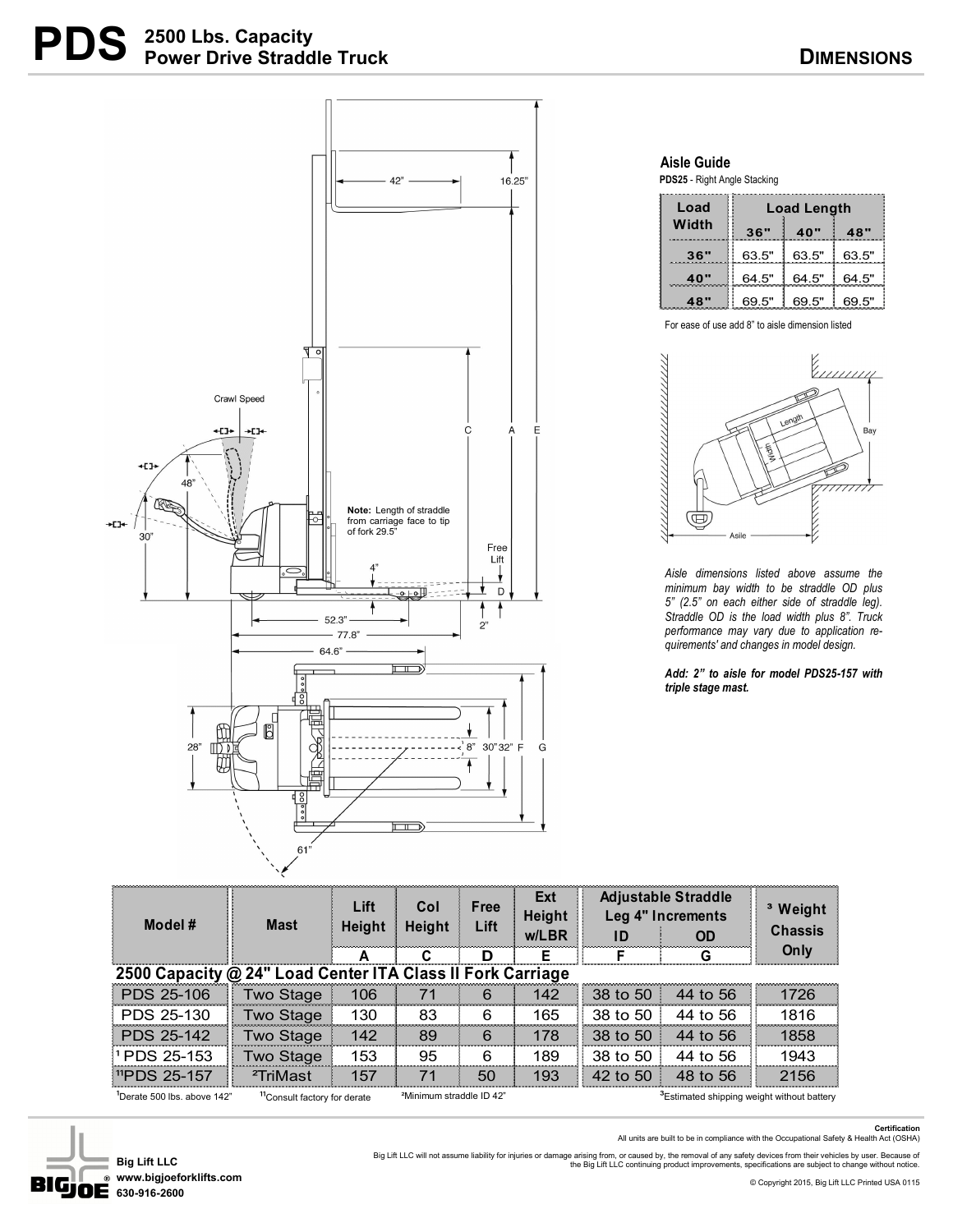# PDS 2500 Lbs. Capacity Power Drive Straddle Truck

## DIMENSIONS

42"
16.25"
Crawl Speed
48"
30"
Note: Length of straddle from carriage face to tip of fork 29.5"
C
A
E
Free Lift
4"
D
52.3"
2"
77.8"
64.6"
28"
8"
30"
32"
F
G
61"

### Aisle Guide

**PDS25** - Right Angle Stacking

| Load Width | Load Length | | |
|---|---|---|---|
| | 36" | 40" | 48" |
| 36" | 63.5" | 63.5" | 63.5" |
| 40" | 64.5" | 64.5" | 64.5" |
| 48" | 69.5" | 69.5" | 69.5" |

For ease of use add 8" to aisle dimension listed

Length
Width
Bay
Aisle

*Aisle dimensions listed above assume the minimum bay width to be straddle OD plus 5" (2.5" on each either side of straddle leg). Straddle OD is the load width plus 8". Truck performance may vary due to application requirements' and changes in model design.*

***Add: 2" to aisle for model PDS25-157 with triple stage mast.***

| Model # | Mast | Lift Height | Col Height | Free Lift | Ext Height w/LBR | Adjustable Straddle Leg 4" Increments | | [3] Weight Chassis Only |
|---|---|---|---|---|---|---|---|---|
| | | | | | | ID | OD | |
| | | A | C | D | E | F | G | |
| **2500 Capacity @ 24" Load Center ITA Class II Fork Carriage** | | | | | | | | |
| PDS 25-106 | Two Stage | 106 | 71 | 6 | 142 | 38 to 50 | 44 to 56 | 1726 |
| PDS 25-130 | Two Stage | 130 | 83 | 6 | 165 | 38 to 50 | 44 to 56 | 1816 |
| PDS 25-142 | Two Stage | 142 | 89 | 6 | 178 | 38 to 50 | 44 to 56 | 1858 |
| [1] PDS 25-153 | Two Stage | 153 | 95 | 6 | 189 | 38 to 50 | 44 to 56 | 1943 |
| [11]PDS 25-157 | [2]TriMast | 157 | 71 | 50 | 193 | 42 to 50 | 48 to 56 | 2156 |

[1]Derate 500 lbs. above 142" [11]Consult factory for derate [2]Minimum straddle ID 42" [3]Estimated shipping weight without battery

**Certification**
All units are built to be in compliance with the Occupational Safety & Health Act (OSHA)

Big Lift LLC will not assume liability for injuries or damage arising from, or caused by, the removal of any safety devices from their vehicles by user. Because of the Big Lift LLC continuing product improvements, specifications are subject to change without notice.

**Big Lift LLC**
**www.bigjoeforklifts.com**
**630-916-2600**

© Copyright 2015, Big Lift LLC Printed USA 0115